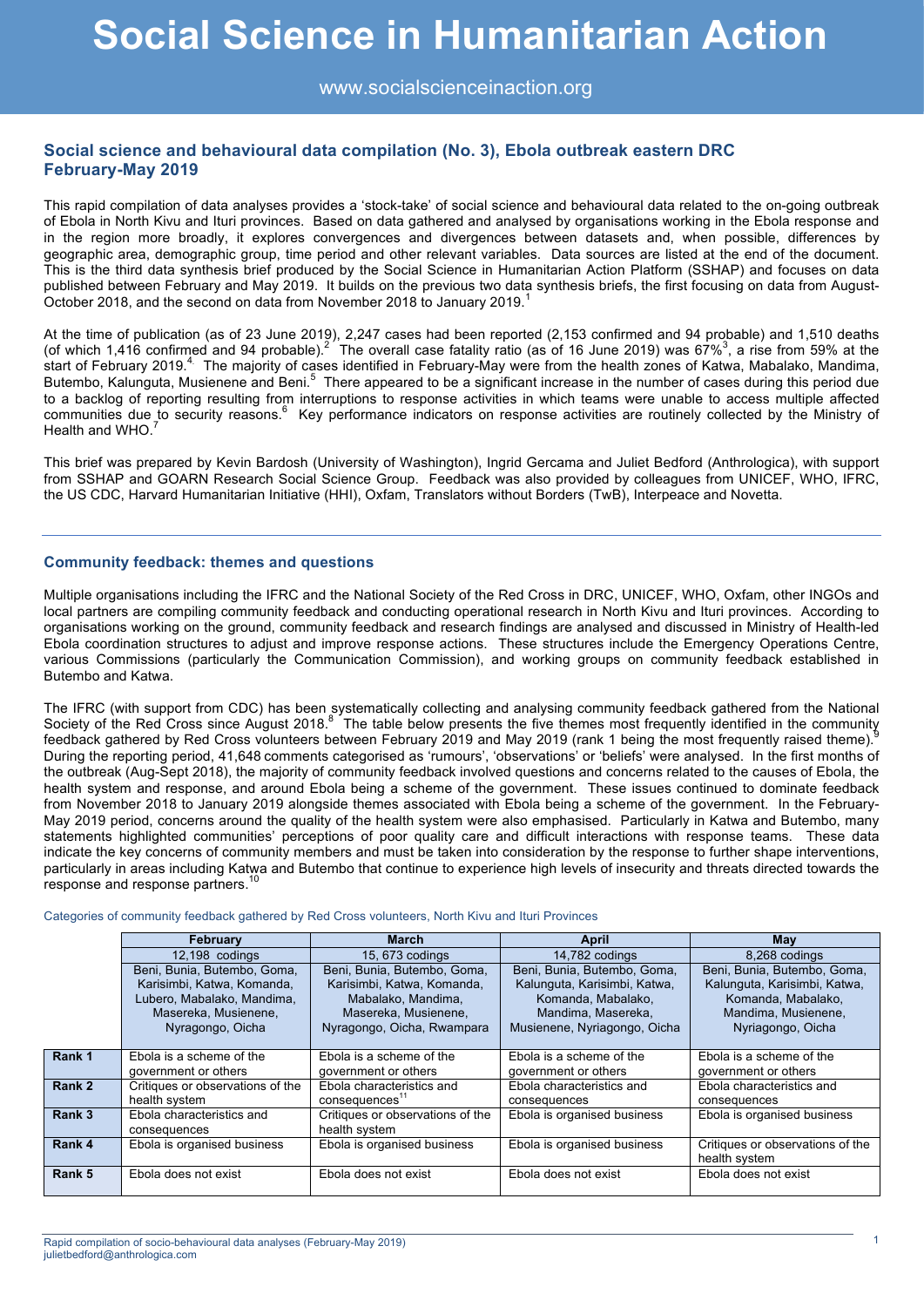# Social Science in Humanitarian Action

www.socialscienceinaction.org

## Social science and behavioural data compilation (No. 3), Ebola outbreak eastern DRC February-May 2019

This rapid compilation of data analyses provides a 'stock-take' of social science and behavioural data related to the on-going outbreak of Ebola in North Kivu and Ituri provinces. Based on data gathered and analysed by organisations working in the Ebola response and in the region more broadly, it explores convergences and divergences between datasets and, when possible, differences by geographic area, demographic group, time period and other relevant variables. Data sources are listed at the end of the document. This is the third data synthesis brief produced by the Social Science in Humanitarian Action Platform (SSHAP) and focuses on data published between February and May 2019. It builds on the previous two data synthesis briefs, the first focusing on data from August-October 2018, and the second on data from November 2018 to January 2019.[1]

At the time of publication (as of 23 June 2019), 2,247 cases had been reported (2,153 confirmed and 94 probable) and 1,510 deaths (of which 1,416 confirmed and 94 probable).[2] The overall case fatality ratio (as of 16 June 2019) was 67%[3], a rise from 59% at the start of February 2019.[4] The majority of cases identified in February-May were from the health zones of Katwa, Mabalako, Mandima, Butembo, Kalunguta, Musienene and Beni.[5] There appeared to be a significant increase in the number of cases during this period due to a backlog of reporting resulting from interruptions to response activities in which teams were unable to access multiple affected communities due to security reasons.[6] Key performance indicators on response activities are routinely collected by the Ministry of Health and WHO.[7]

This brief was prepared by Kevin Bardosh (University of Washington), Ingrid Gercama and Juliet Bedford (Anthrologica), with support from SSHAP and GOARN Research Social Science Group. Feedback was also provided by colleagues from UNICEF, WHO, IFRC, the US CDC, Harvard Humanitarian Initiative (HHI), Oxfam, Translators without Borders (TwB), Interpeace and Novetta.

## Community feedback: themes and questions

Multiple organisations including the IFRC and the National Society of the Red Cross in DRC, UNICEF, WHO, Oxfam, other INGOs and local partners are compiling community feedback and conducting operational research in North Kivu and Ituri provinces. According to organisations working on the ground, community feedback and research findings are analysed and discussed in Ministry of Health-led Ebola coordination structures to adjust and improve response actions. These structures include the Emergency Operations Centre, various Commissions (particularly the Communication Commission), and working groups on community feedback established in Butembo and Katwa.

The IFRC (with support from CDC) has been systematically collecting and analysing community feedback gathered from the National Society of the Red Cross since August 2018.[8] The table below presents the five themes most frequently identified in the community feedback gathered by Red Cross volunteers between February 2019 and May 2019 (rank 1 being the most frequently raised theme).[9] During the reporting period, 41,648 comments categorised as 'rumours', 'observations' or 'beliefs' were analysed. In the first months of the outbreak (Aug-Sept 2018), the majority of community feedback involved questions and concerns related to the causes of Ebola, the health system and response, and around Ebola being a scheme of the government. These issues continued to dominate feedback from November 2018 to January 2019 alongside themes associated with Ebola being a scheme of the government. In the February-May 2019 period, concerns around the quality of the health system were also emphasised. Particularly in Katwa and Butembo, many statements highlighted communities' perceptions of poor quality care and difficult interactions with response teams. These data indicate the key concerns of community members and must be taken into consideration by the response to further shape interventions, particularly in areas including Katwa and Butembo that continue to experience high levels of insecurity and threats directed towards the response and response partners.[10]

Categories of community feedback gathered by Red Cross volunteers, North Kivu and Ituri Provinces

| | February | March | April | May |
|---|---|---|---|---|
| | 12,198 codings | 15, 673 codings | 14,782 codings | 8,268 codings |
| | Beni, Bunia, Butembo, Goma, Karisimbi, Katwa, Komanda, Lubero, Mabalako, Mandima, Masereka, Musienene, Nyragongo, Oicha | Beni, Bunia, Butembo, Goma, Karisimbi, Katwa, Komanda, Mabalako, Mandima, Masereka, Musienene, Nyragongo, Oicha, Rwampara | Beni, Bunia, Butembo, Goma, Kalunguta, Karisimbi, Katwa, Komanda, Mabalako, Mandima, Masereka, Musienene, Nyriagongo, Oicha | Beni, Bunia, Butembo, Goma, Kalunguta, Karisimbi, Katwa, Komanda, Mabalako, Mandima, Musienene, Nyriagongo, Oicha |
| **Rank 1** | Ebola is a scheme of the government or others | Ebola is a scheme of the government or others | Ebola is a scheme of the government or others | Ebola is a scheme of the government or others |
| **Rank 2** | Critiques or observations of the health system | Ebola characteristics and consequences[11] | Ebola characteristics and consequences | Ebola characteristics and consequences |
| **Rank 3** | Ebola characteristics and consequences | Critiques or observations of the health system | Ebola is organised business | Ebola is organised business |
| **Rank 4** | Ebola is organised business | Ebola is organised business | Ebola is organised business | Critiques or observations of the health system |
| **Rank 5** | Ebola does not exist | Ebola does not exist | Ebola does not exist | Ebola does not exist |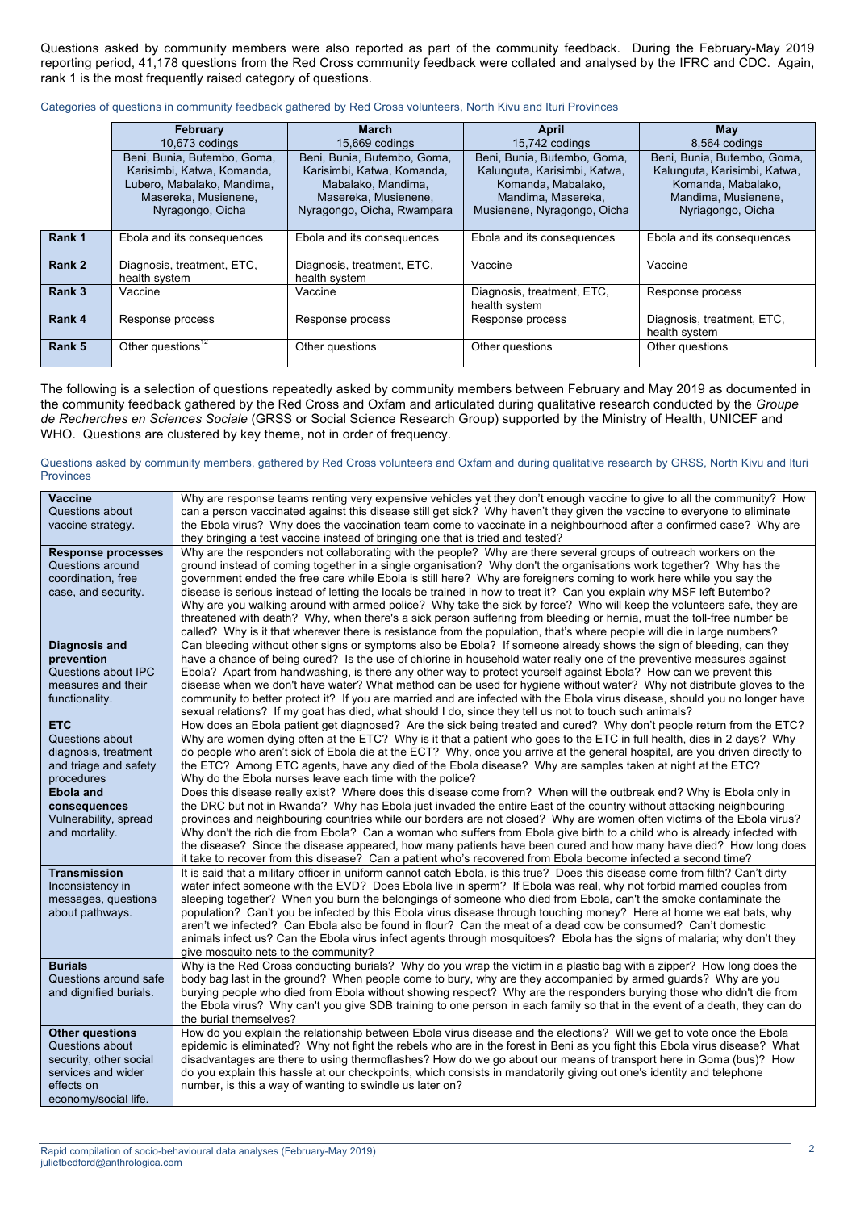Questions asked by community members were also reported as part of the community feedback. During the February-May 2019 reporting period, 41,178 questions from the Red Cross community feedback were collated and analysed by the IFRC and CDC. Again, rank 1 is the most frequently raised category of questions.

Categories of questions in community feedback gathered by Red Cross volunteers, North Kivu and Ituri Provinces

| | February | March | April | May |
|---|---|---|---|---|
| | 10,673 codings | 15,669 codings | 15,742 codings | 8,564 codings |
| | Beni, Bunia, Butembo, Goma, Karisimbi, Katwa, Komanda, Lubero, Mabalako, Mandima, Masereka, Musienene, Nyragongo, Oicha | Beni, Bunia, Butembo, Goma, Karisimbi, Katwa, Komanda, Mabalako, Mandima, Masereka, Musienene, Nyragongo, Oicha, Rwampara | Beni, Bunia, Butembo, Goma, Kalunguta, Karisimbi, Katwa, Komanda, Mabalako, Mandima, Masereka, Musienene, Nyragongo, Oicha | Beni, Bunia, Butembo, Goma, Kalunguta, Karisimbi, Katwa, Komanda, Mabalako, Mandima, Musienene, Nyriagongo, Oicha |
| **Rank 1** | Ebola and its consequences | Ebola and its consequences | Ebola and its consequences | Ebola and its consequences |
| **Rank 2** | Diagnosis, treatment, ETC, health system | Diagnosis, treatment, ETC, health system | Vaccine | Vaccine |
| **Rank 3** | Vaccine | Vaccine | Diagnosis, treatment, ETC, health system | Response process |
| **Rank 4** | Response process | Response process | Response process | Diagnosis, treatment, ETC, health system |
| **Rank 5** | Other questions[12] | Other questions | Other questions | Other questions |

The following is a selection of questions repeatedly asked by community members between February and May 2019 as documented in the community feedback gathered by the Red Cross and Oxfam and articulated during qualitative research conducted by the *Groupe de Recherches en Sciences Sociale* (GRSS or Social Science Research Group) supported by the Ministry of Health, UNICEF and WHO. Questions are clustered by key theme, not in order of frequency.

Questions asked by community members, gathered by Red Cross volunteers and Oxfam and during qualitative research by GRSS, North Kivu and Ituri Provinces

| Theme | Questions |
|---|---|
| **Vaccine** Questions about vaccine strategy. | Why are response teams renting very expensive vehicles yet they don't enough vaccine to give to all the community? How can a person vaccinated against this disease still get sick? Why haven't they given the vaccine to everyone to eliminate the Ebola virus? Why does the vaccination team come to vaccinate in a neighbourhood after a confirmed case? Why are they bringing a test vaccine instead of bringing one that is tried and tested? |
| **Response processes** Questions around coordination, free case, and security. | Why are the responders not collaborating with the people? Why are there several groups of outreach workers on the ground instead of coming together in a single organisation? Why don't the organisations work together? Why has the government ended the free care while Ebola is still here? Why are foreigners coming to work here while you say the disease is serious instead of letting the locals be trained in how to treat it? Can you explain why MSF left Butembo? Why are you walking around with armed police? Why take the sick by force? Who will keep the volunteers safe, they are threatened with death? Why, when there's a sick person suffering from bleeding or hernia, must the toll-free number be called? Why is it that wherever there is resistance from the population, that's where people will die in large numbers? |
| **Diagnosis and prevention** Questions about IPC measures and their functionality. | Can bleeding without other signs or symptoms also be Ebola? If someone already shows the sign of bleeding, can they have a chance of being cured? Is the use of chlorine in household water really one of the preventive measures against Ebola? Apart from handwashing, is there any other way to protect yourself against Ebola? How can we prevent this disease when we don't have water? What method can be used for hygiene without water? Why not distribute gloves to the community to better protect it? If you are married and are infected with the Ebola virus disease, should you no longer have sexual relations? If my goat has died, what should I do, since they tell us not to touch such animals? |
| **ETC** Questions about diagnosis, treatment and triage and safety procedures | How does an Ebola patient get diagnosed? Are the sick being treated and cured? Why don't people return from the ETC? Why are women dying often at the ETC? Why is it that a patient who goes to the ETC in full health, dies in 2 days? Why do people who aren't sick of Ebola die at the ECT? Why, once you arrive at the general hospital, are you driven directly to the ETC? Among ETC agents, have any died of the Ebola disease? Why are samples taken at night at the ETC? Why do the Ebola nurses leave each time with the police? |
| **Ebola and consequences** Vulnerability, spread and mortality. | Does this disease really exist? Where does this disease come from? When will the outbreak end? Why is Ebola only in the DRC but not in Rwanda? Why has Ebola just invaded the entire East of the country without attacking neighbouring provinces and neighbouring countries while our borders are not closed? Why are women often victims of the Ebola virus? Why don't the rich die from Ebola? Can a woman who suffers from Ebola give birth to a child who is already infected with the disease? Since the disease appeared, how many patients have been cured and how many have died? How long does it take to recover from this disease? Can a patient who's recovered from Ebola become infected a second time? |
| **Transmission** Inconsistency in messages, questions about pathways. | It is said that a military officer in uniform cannot catch Ebola, is this true? Does this disease come from filth? Can't dirty water infect someone with the EVD? Does Ebola live in sperm? If Ebola was real, why not forbid married couples from sleeping together? When you burn the belongings of someone who died from Ebola, can't the smoke contaminate the population? Can't you be infected by this Ebola virus disease through touching money? Here at home we eat bats, why aren't we infected? Can Ebola also be found in flour? Can the meat of a dead cow be consumed? Can't domestic animals infect us? Can the Ebola virus infect agents through mosquitoes? Ebola has the signs of malaria; why don't they give mosquito nets to the community? |
| **Burials** Questions around safe and dignified burials. | Why is the Red Cross conducting burials? Why do you wrap the victim in a plastic bag with a zipper? How long does the body bag last in the ground? When people come to bury, why are they accompanied by armed guards? Why are you burying people who died from Ebola without showing respect? Why are the responders burying those who didn't die from the Ebola virus? Why can't you give SDB training to one person in each family so that in the event of a death, they can do the burial themselves? |
| **Other questions** Questions about security, other social services and wider effects on economy/social life. | How do you explain the relationship between Ebola virus disease and the elections? Will we get to vote once the Ebola epidemic is eliminated? Why not fight the rebels who are in the forest in Beni as you fight this Ebola virus disease? What disadvantages are there to using thermoflashes? How do we go about our means of transport here in Goma (bus)? How do you explain this hassle at our checkpoints, which consists in mandatorily giving out one's identity and telephone number, is this a way of wanting to swindle us later on? |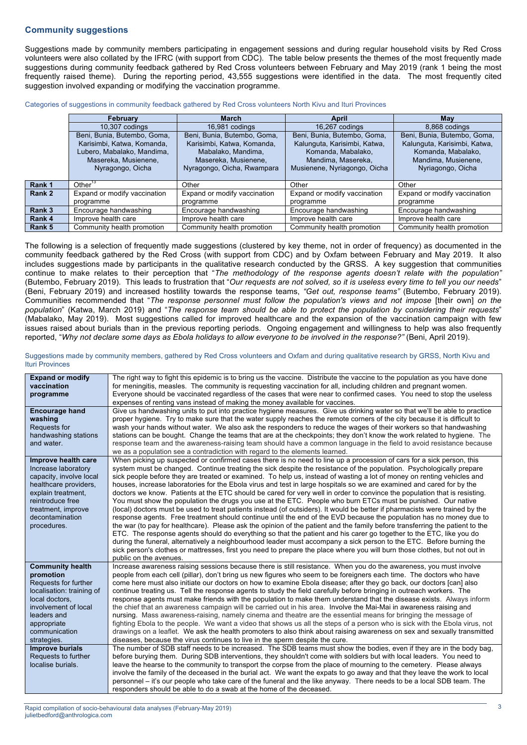## Community suggestions

Suggestions made by community members participating in engagement sessions and during regular household visits by Red Cross volunteers were also collated by the IFRC (with support from CDC). The table below presents the themes of the most frequently made suggestions during community feedback gathered by Red Cross volunteers between February and May 2019 (rank 1 being the most frequently raised theme). During the reporting period, 43,555 suggestions were identified in the data. The most frequently cited suggestion involved expanding or modifying the vaccination programme.

Categories of suggestions in community feedback gathered by Red Cross volunteers North Kivu and Ituri Provinces

| | February | March | April | May |
|---|---|---|---|---|
| | 10,307 codings | 16,981 codings | 16,267 codings | 8,868 codings |
| | Beni, Bunia, Butembo, Goma, Karisimbi, Katwa, Komanda, Lubero, Mabalako, Mandima, Masereka, Musienene, Nyragongo, Oicha | Beni, Bunia, Butembo, Goma, Karisimbi, Katwa, Komanda, Mabalako, Mandima, Masereka, Musienene, Nyragongo, Oicha, Rwampara | Beni, Bunia, Butembo, Goma, Kalunguta, Karisimbi, Katwa, Komanda, Mabalako, Mandima, Masereka, Musienene, Nyragongo, Oicha | Beni, Bunia, Butembo, Goma, Kalunguta, Karisimbi, Katwa, Komanda, Mabalako, Mandima, Musienene, Nyriagongo, Oicha |
| **Rank 1** | Other[13] | Other | Other | Other |
| **Rank 2** | Expand or modify vaccination programme | Expand or modify vaccination programme | Expand or modify vaccination programme | Expand or modify vaccination programme |
| **Rank 3** | Encourage handwashing | Encourage handwashing | Encourage handwashing | Encourage handwashing |
| **Rank 4** | Improve health care | Improve health care | Improve health care | Improve health care |
| **Rank 5** | Community health promotion | Community health promotion | Community health promotion | Community health promotion |

The following is a selection of frequently made suggestions (clustered by key theme, not in order of frequency) as documented in the community feedback gathered by the Red Cross (with support from CDC) and by Oxfam between February and May 2019. It also includes suggestions made by participants in the qualitative research conducted by the GRSS. A key suggestion that communities continue to make relates to their perception that "*The methodology of the response agents doesn't relate with the population"* (Butembo, February 2019). This leads to frustration that "*Our requests are not solved, so it is useless every time to tell you our needs*" (Beni, February 2019) and increased hostility towards the response teams, *"Get out, response teams"* (Butembo, February 2019). Communities recommended that "*The response personnel must follow the population's views and not impose* [their own] *on the population*" (Katwa, March 2019) and "*The response team should be able to protect the population by considering their requests*" (Mabalako, May 2019). Most suggestions called for improved healthcare and the expansion of the vaccination campaign with few issues raised about burials than in the previous reporting periods. Ongoing engagement and willingness to help was also frequently reported, "*Why not declare some days as Ebola holidays to allow everyone to be involved in the response?"* (Beni, April 2019).

Suggestions made by community members, gathered by Red Cross volunteers and Oxfam and during qualitative research by GRSS, North Kivu and Ituri Provinces

| | |
|---|---|
| **Expand or modify vaccination programme** | The right way to fight this epidemic is to bring us the vaccine. Distribute the vaccine to the population as you have done for meningitis, measles. The community is requesting vaccination for all, including children and pregnant women. Everyone should be vaccinated regardless of the cases that were near to confirmed cases. You need to stop the useless expenses of renting vans instead of making the money available for vaccines. |
| **Encourage hand washing** Requests for handwashing stations and water. | Give us handwashing units to put into practice hygiene measures. Give us drinking water so that we'll be able to practice proper hygiene. Try to make sure that the water supply reaches the remote corners of the city because it is difficult to wash your hands without water. We also ask the responders to reduce the wages of their workers so that handwashing stations can be bought. Change the teams that are at the checkpoints; they don't know the work related to hygiene. The response team and the awareness-raising team should have a common language in the field to avoid resistance because we as a population see a contradiction with regard to the elements learned. |
| **Improve health care** Increase laboratory capacity, involve local healthcare providers, explain treatment, reintroduce free treatment, improve decontamination procedures. | When picking up suspected or confirmed cases there is no need to line up a procession of cars for a sick person, this system must be changed. Continue treating the sick despite the resistance of the population. Psychologically prepare sick people before they are treated or examined. To help us, instead of wasting a lot of money on renting vehicles and houses, increase laboratories for the Ebola virus and test in large hospitals so we are examined and cared for by the doctors we know. Patients at the ETC should be cared for very well in order to convince the population that is resisting. You must show the population the drugs you use at the ETC. People who burn ETCs must be punished. Our native (local) doctors must be used to treat patients instead (of outsiders). It would be better if pharmacists were trained by the response agents. Free treatment should continue until the end of the EVD because the population has no money due to the war (to pay for healthcare). Please ask the opinion of the patient and the family before transferring the patient to the ETC. The response agents should do everything so that the patient and his carer go together to the ETC, like you do during the funeral, alternatively a neighbourhood leader must accompany a sick person to the ETC. Before burning the sick person's clothes or mattresses, first you need to prepare the place where you will burn those clothes, but not out in public on the avenues. |
| **Community health promotion** Requests for further localisation: training of local doctors, involvement of local leaders and appropriate communication strategies. | Increase awareness raising sessions because there is still resistance. When you do the awareness, you must involve people from each cell (pillar), don't bring us new figures who seem to be foreigners each time. The doctors who have come here must also initiate our doctors on how to examine Ebola disease; after they go back, our doctors [can] also continue treating us. Tell the response agents to study the field carefully before bringing in outreach workers. The response agents must make friends with the population to make them understand that the disease exists. Always inform the chief that an awareness campaign will be carried out in his area. Involve the Mai-Mai in awareness raising and nursing. Mass awareness-raising, namely cinema and theatre are the essential means for bringing the message of fighting Ebola to the people. We want a video that shows us all the steps of a person who is sick with the Ebola virus, not drawings on a leaflet. We ask the health promoters to also think about raising awareness on sex and sexually transmitted diseases, because the virus continues to live in the sperm despite the cure. |
| **Improve burials** Requests to further localise burials. | The number of SDB staff needs to be increased. The SDB teams must show the bodies, even if they are in the body bag, before burying them. During SDB interventions, they shouldn't come with soldiers but with local leaders. You need to leave the hearse to the community to transport the corpse from the place of mourning to the cemetery. Please always involve the family of the deceased in the burial act. We want the expats to go away and that they leave the work to local personnel – it's our people who take care of the funeral and the like anyway. There needs to be a local SDB team. The responders should be able to do a swab at the home of the deceased. |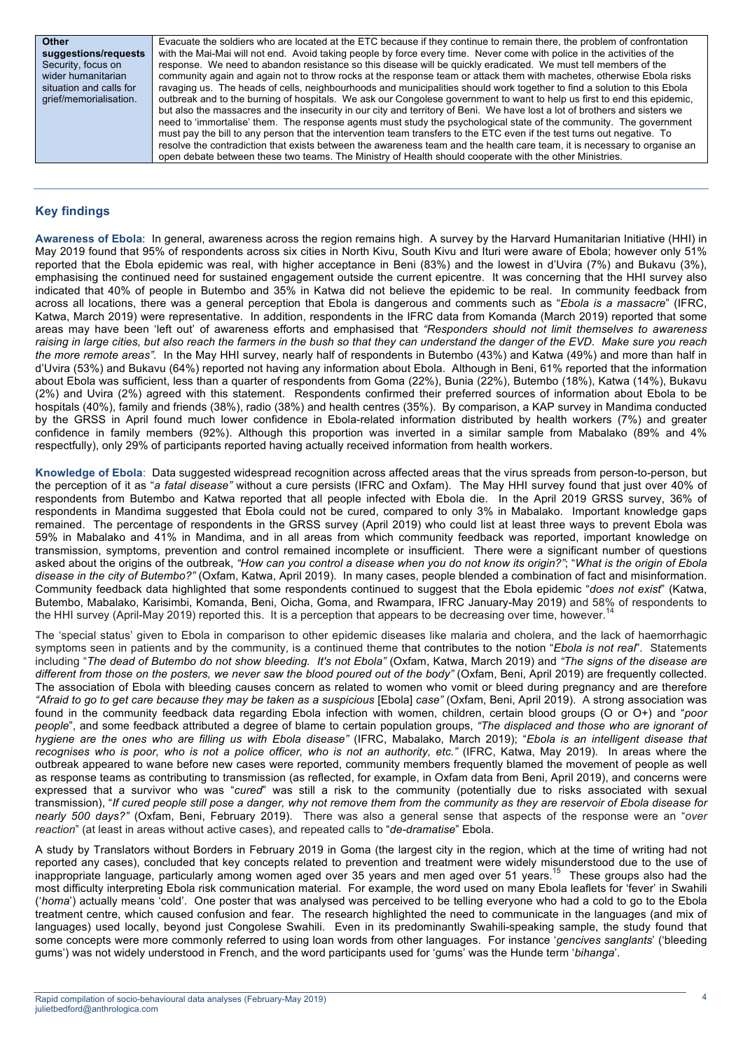| **Other suggestions/requests** Security, focus on wider humanitarian situation and calls for grief/memorialisation. | Evacuate the soldiers who are located at the ETC because if they continue to remain there, the problem of confrontation with the Mai-Mai will not end. Avoid taking people by force every time. Never come with police in the activities of the response. We need to abandon resistance so this disease will be quickly eradicated. We must tell members of the community again and again not to throw rocks at the response team or attack them with machetes, otherwise Ebola risks ravaging us. The heads of cells, neighbourhoods and municipalities should work together to find a solution to this Ebola outbreak and to the burning of hospitals. We ask our Congolese government to want to help us first to end this epidemic, but also the massacres and the insecurity in our city and territory of Beni. We have lost a lot of brothers and sisters we need to 'immortalise' them. The response agents must study the psychological state of the community. The government must pay the bill to any person that the intervention team transfers to the ETC even if the test turns out negative. To resolve the contradiction that exists between the awareness team and the health care team, it is necessary to organise an open debate between these two teams. The Ministry of Health should cooperate with the other Ministries. |
|---|---|

## Key findings

**Awareness of Ebola**: In general, awareness across the region remains high. A survey by the Harvard Humanitarian Initiative (HHI) in May 2019 found that 95% of respondents across six cities in North Kivu, South Kivu and Ituri were aware of Ebola; however only 51% reported that the Ebola epidemic was real, with higher acceptance in Beni (83%) and the lowest in d'Uvira (7%) and Bukavu (3%), emphasising the continued need for sustained engagement outside the current epicentre. It was concerning that the HHI survey also indicated that 40% of people in Butembo and 35% in Katwa did not believe the epidemic to be real. In community feedback from across all locations, there was a general perception that Ebola is dangerous and comments such as "*Ebola is a massacre*" (IFRC, Katwa, March 2019) were representative. In addition, respondents in the IFRC data from Komanda (March 2019) reported that some areas may have been 'left out' of awareness efforts and emphasised that *"Responders should not limit themselves to awareness raising in large cities, but also reach the farmers in the bush so that they can understand the danger of the EVD. Make sure you reach the more remote areas"*. In the May HHI survey, nearly half of respondents in Butembo (43%) and Katwa (49%) and more than half in d'Uvira (53%) and Bukavu (64%) reported not having any information about Ebola. Although in Beni, 61% reported that the information about Ebola was sufficient, less than a quarter of respondents from Goma (22%), Bunia (22%), Butembo (18%), Katwa (14%), Bukavu (2%) and Uvira (2%) agreed with this statement. Respondents confirmed their preferred sources of information about Ebola to be hospitals (40%), family and friends (38%), radio (38%) and health centres (35%). By comparison, a KAP survey in Mandima conducted by the GRSS in April found much lower confidence in Ebola-related information distributed by health workers (7%) and greater confidence in family members (92%). Although this proportion was inverted in a similar sample from Mabalako (89% and 4% respectfully), only 29% of participants reported having actually received information from health workers.

**Knowledge of Ebola**: Data suggested widespread recognition across affected areas that the virus spreads from person-to-person, but the perception of it as "*a fatal disease"* without a cure persists (IFRC and Oxfam). The May HHI survey found that just over 40% of respondents from Butembo and Katwa reported that all people infected with Ebola die. In the April 2019 GRSS survey, 36% of respondents in Mandima suggested that Ebola could not be cured, compared to only 3% in Mabalako. Important knowledge gaps remained. The percentage of respondents in the GRSS survey (April 2019) who could list at least three ways to prevent Ebola was 59% in Mabalako and 41% in Mandima, and in all areas from which community feedback was reported, important knowledge on transmission, symptoms, prevention and control remained incomplete or insufficient. There were a significant number of questions asked about the origins of the outbreak, *"How can you control a disease when you do not know its origin?"*; "*What is the origin of Ebola disease in the city of Butembo?"* (Oxfam, Katwa, April 2019). In many cases, people blended a combination of fact and misinformation. Community feedback data highlighted that some respondents continued to suggest that the Ebola epidemic "*does not exist*" (Katwa, Butembo, Mabalako, Karisimbi, Komanda, Beni, Oicha, Goma, and Rwampara, IFRC January-May 2019) and 58% of respondents to the HHI survey (April-May 2019) reported this. It is a perception that appears to be decreasing over time, however.[14]

The 'special status' given to Ebola in comparison to other epidemic diseases like malaria and cholera, and the lack of haemorrhagic symptoms seen in patients and by the community, is a continued theme that contributes to the notion "*Ebola is not real*". Statements including "*The dead of Butembo do not show bleeding. It's not Ebola"* (Oxfam, Katwa, March 2019) and *"The signs of the disease are different from those on the posters, we never saw the blood poured out of the body"* (Oxfam, Beni, April 2019) are frequently collected. The association of Ebola with bleeding causes concern as related to women who vomit or bleed during pregnancy and are therefore *"Afraid to go to get care because they may be taken as a suspicious* [Ebola] *case"* (Oxfam, Beni, April 2019). A strong association was found in the community feedback data regarding Ebola infection with women, children, certain blood groups (O or O+) and "*poor people*", and some feedback attributed a degree of blame to certain population groups, *"The displaced and those who are ignorant of hygiene are the ones who are filling us with Ebola disease"* (IFRC, Mabalako, March 2019); "*Ebola is an intelligent disease that recognises who is poor, who is not a police officer, who is not an authority, etc."* (IFRC, Katwa, May 2019). In areas where the outbreak appeared to wane before new cases were reported, community members frequently blamed the movement of people as well as response teams as contributing to transmission (as reflected, for example, in Oxfam data from Beni, April 2019), and concerns were expressed that a survivor who was "*cured*" was still a risk to the community (potentially due to risks associated with sexual transmission), "*If cured people still pose a danger, why not remove them from the community as they are reservoir of Ebola disease for nearly 500 days?"* (Oxfam, Beni, February 2019). There was also a general sense that aspects of the response were an "*over reaction*" (at least in areas without active cases), and repeated calls to "*de-dramatise*" Ebola.

A study by Translators without Borders in February 2019 in Goma (the largest city in the region, which at the time of writing had not reported any cases), concluded that key concepts related to prevention and treatment were widely misunderstood due to the use of inappropriate language, particularly among women aged over 35 years and men aged over 51 years.[15] These groups also had the most difficulty interpreting Ebola risk communication material. For example, the word used on many Ebola leaflets for 'fever' in Swahili ('*homa*') actually means 'cold'. One poster that was analysed was perceived to be telling everyone who had a cold to go to the Ebola treatment centre, which caused confusion and fear. The research highlighted the need to communicate in the languages (and mix of languages) used locally, beyond just Congolese Swahili. Even in its predominantly Swahili-speaking sample, the study found that some concepts were more commonly referred to using loan words from other languages. For instance '*gencives sanglants*' ('bleeding gums') was not widely understood in French, and the word participants used for 'gums' was the Hunde term '*bihanga*'.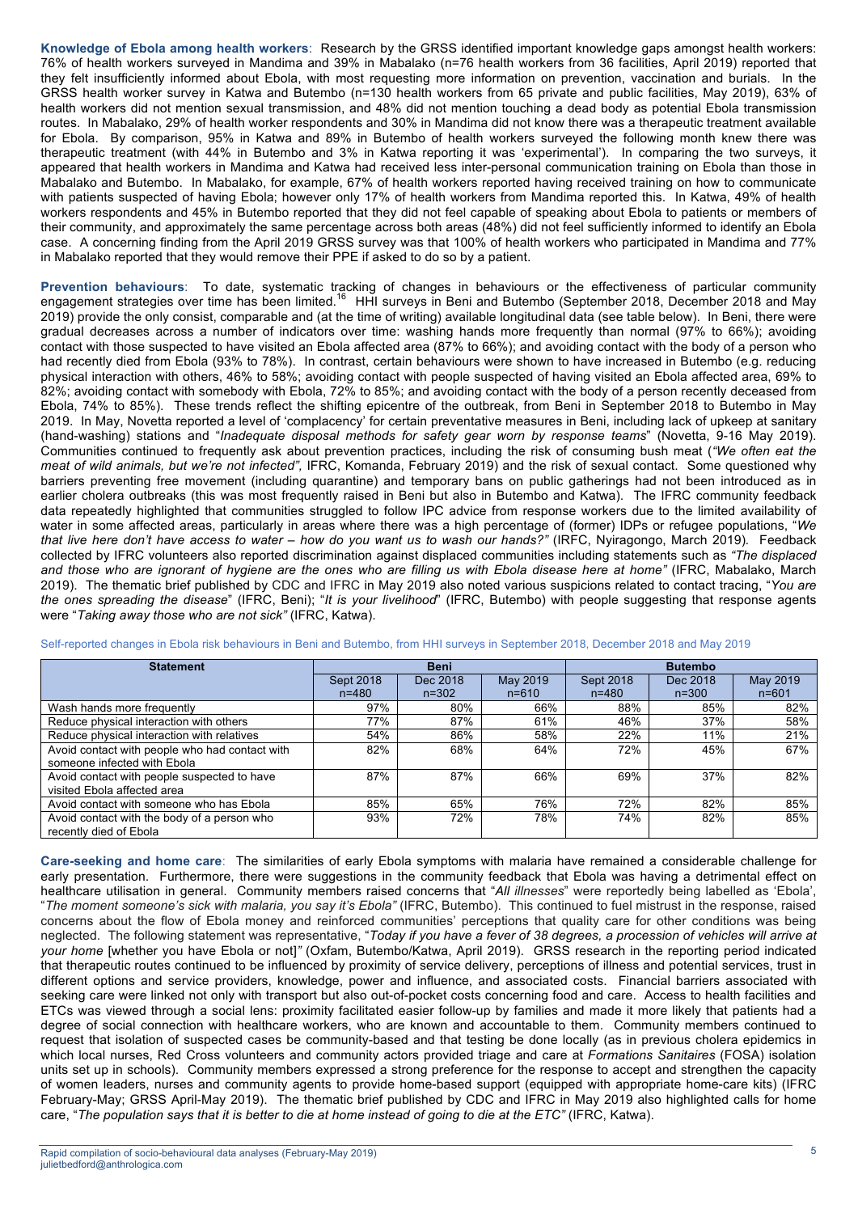**Knowledge of Ebola among health workers**: Research by the GRSS identified important knowledge gaps amongst health workers: 76% of health workers surveyed in Mandima and 39% in Mabalako (n=76 health workers from 36 facilities, April 2019) reported that they felt insufficiently informed about Ebola, with most requesting more information on prevention, vaccination and burials. In the GRSS health worker survey in Katwa and Butembo (n=130 health workers from 65 private and public facilities, May 2019), 63% of health workers did not mention sexual transmission, and 48% did not mention touching a dead body as potential Ebola transmission routes. In Mabalako, 29% of health worker respondents and 30% in Mandima did not know there was a therapeutic treatment available for Ebola. By comparison, 95% in Katwa and 89% in Butembo of health workers surveyed the following month knew there was therapeutic treatment (with 44% in Butembo and 3% in Katwa reporting it was 'experimental'). In comparing the two surveys, it appeared that health workers in Mandima and Katwa had received less inter-personal communication training on Ebola than those in Mabalako and Butembo. In Mabalako, for example, 67% of health workers reported having received training on how to communicate with patients suspected of having Ebola; however only 17% of health workers from Mandima reported this. In Katwa, 49% of health workers respondents and 45% in Butembo reported that they did not feel capable of speaking about Ebola to patients or members of their community, and approximately the same percentage across both areas (48%) did not feel sufficiently informed to identify an Ebola case. A concerning finding from the April 2019 GRSS survey was that 100% of health workers who participated in Mandima and 77% in Mabalako reported that they would remove their PPE if asked to do so by a patient.

**Prevention behaviours**: To date, systematic tracking of changes in behaviours or the effectiveness of particular community engagement strategies over time has been limited.[16] HHI surveys in Beni and Butembo (September 2018, December 2018 and May 2019) provide the only consist, comparable and (at the time of writing) available longitudinal data (see table below). In Beni, there were gradual decreases across a number of indicators over time: washing hands more frequently than normal (97% to 66%); avoiding contact with those suspected to have visited an Ebola affected area (87% to 66%); and avoiding contact with the body of a person who had recently died from Ebola (93% to 78%). In contrast, certain behaviours were shown to have increased in Butembo (e.g. reducing physical interaction with others, 46% to 58%; avoiding contact with people suspected of having visited an Ebola affected area, 69% to 82%; avoiding contact with somebody with Ebola, 72% to 85%; and avoiding contact with the body of a person recently deceased from Ebola, 74% to 85%). These trends reflect the shifting epicentre of the outbreak, from Beni in September 2018 to Butembo in May 2019. In May, Novetta reported a level of 'complacency' for certain preventative measures in Beni, including lack of upkeep at sanitary (hand-washing) stations and "*Inadequate disposal methods for safety gear worn by response teams*" (Novetta, 9-16 May 2019). Communities continued to frequently ask about prevention practices, including the risk of consuming bush meat (*"We often eat the meat of wild animals, but we're not infected",* IFRC, Komanda, February 2019) and the risk of sexual contact. Some questioned why barriers preventing free movement (including quarantine) and temporary bans on public gatherings had not been introduced as in earlier cholera outbreaks (this was most frequently raised in Beni but also in Butembo and Katwa). The IFRC community feedback data repeatedly highlighted that communities struggled to follow IPC advice from response workers due to the limited availability of water in some affected areas, particularly in areas where there was a high percentage of (former) IDPs or refugee populations, "*We that live here don't have access to water – how do you want us to wash our hands?"* (IRFC, Nyiragongo, March 2019). Feedback collected by IFRC volunteers also reported discrimination against displaced communities including statements such as *"The displaced and those who are ignorant of hygiene are the ones who are filling us with Ebola disease here at home"* (IFRC, Mabalako, March 2019). The thematic brief published by CDC and IFRC in May 2019 also noted various suspicions related to contact tracing, "*You are the ones spreading the disease*" (IFRC, Beni); "*It is your livelihood*" (IFRC, Butembo) with people suggesting that response agents were "*Taking away those who are not sick"* (IFRC, Katwa).

Self-reported changes in Ebola risk behaviours in Beni and Butembo, from HHI surveys in September 2018, December 2018 and May 2019

| Statement | Beni | | | Butembo | | |
|---|---|---|---|---|---|---|
| | Sept 2018 n=480 | Dec 2018 n=302 | May 2019 n=610 | Sept 2018 n=480 | Dec 2018 n=300 | May 2019 n=601 |
| Wash hands more frequently | 97% | 80% | 66% | 88% | 85% | 82% |
| Reduce physical interaction with others | 77% | 87% | 61% | 46% | 37% | 58% |
| Reduce physical interaction with relatives | 54% | 86% | 58% | 22% | 11% | 21% |
| Avoid contact with people who had contact with someone infected with Ebola | 82% | 68% | 64% | 72% | 45% | 67% |
| Avoid contact with people suspected to have visited Ebola affected area | 87% | 87% | 66% | 69% | 37% | 82% |
| Avoid contact with someone who has Ebola | 85% | 65% | 76% | 72% | 82% | 85% |
| Avoid contact with the body of a person who recently died of Ebola | 93% | 72% | 78% | 74% | 82% | 85% |

**Care-seeking and home care**: The similarities of early Ebola symptoms with malaria have remained a considerable challenge for early presentation. Furthermore, there were suggestions in the community feedback that Ebola was having a detrimental effect on healthcare utilisation in general. Community members raised concerns that "*All illnesses*" were reportedly being labelled as 'Ebola', "*The moment someone's sick with malaria, you say it's Ebola"* (IFRC, Butembo). This continued to fuel mistrust in the response, raised concerns about the flow of Ebola money and reinforced communities' perceptions that quality care for other conditions was being neglected. The following statement was representative, "*Today if you have a fever of 38 degrees, a procession of vehicles will arrive at your home* [whether you have Ebola or not]*"* (Oxfam, Butembo/Katwa, April 2019). GRSS research in the reporting period indicated that therapeutic routes continued to be influenced by proximity of service delivery, perceptions of illness and potential services, trust in different options and service providers, knowledge, power and influence, and associated costs. Financial barriers associated with seeking care were linked not only with transport but also out-of-pocket costs concerning food and care. Access to health facilities and ETCs was viewed through a social lens: proximity facilitated easier follow-up by families and made it more likely that patients had a degree of social connection with healthcare workers, who are known and accountable to them. Community members continued to request that isolation of suspected cases be community-based and that testing be done locally (as in previous cholera epidemics in which local nurses, Red Cross volunteers and community actors provided triage and care at *Formations Sanitaires* (FOSA) isolation units set up in schools). Community members expressed a strong preference for the response to accept and strengthen the capacity of women leaders, nurses and community agents to provide home-based support (equipped with appropriate home-care kits) (IFRC February-May; GRSS April-May 2019). The thematic brief published by CDC and IFRC in May 2019 also highlighted calls for home care, "*The population says that it is better to die at home instead of going to die at the ETC"* (IFRC, Katwa).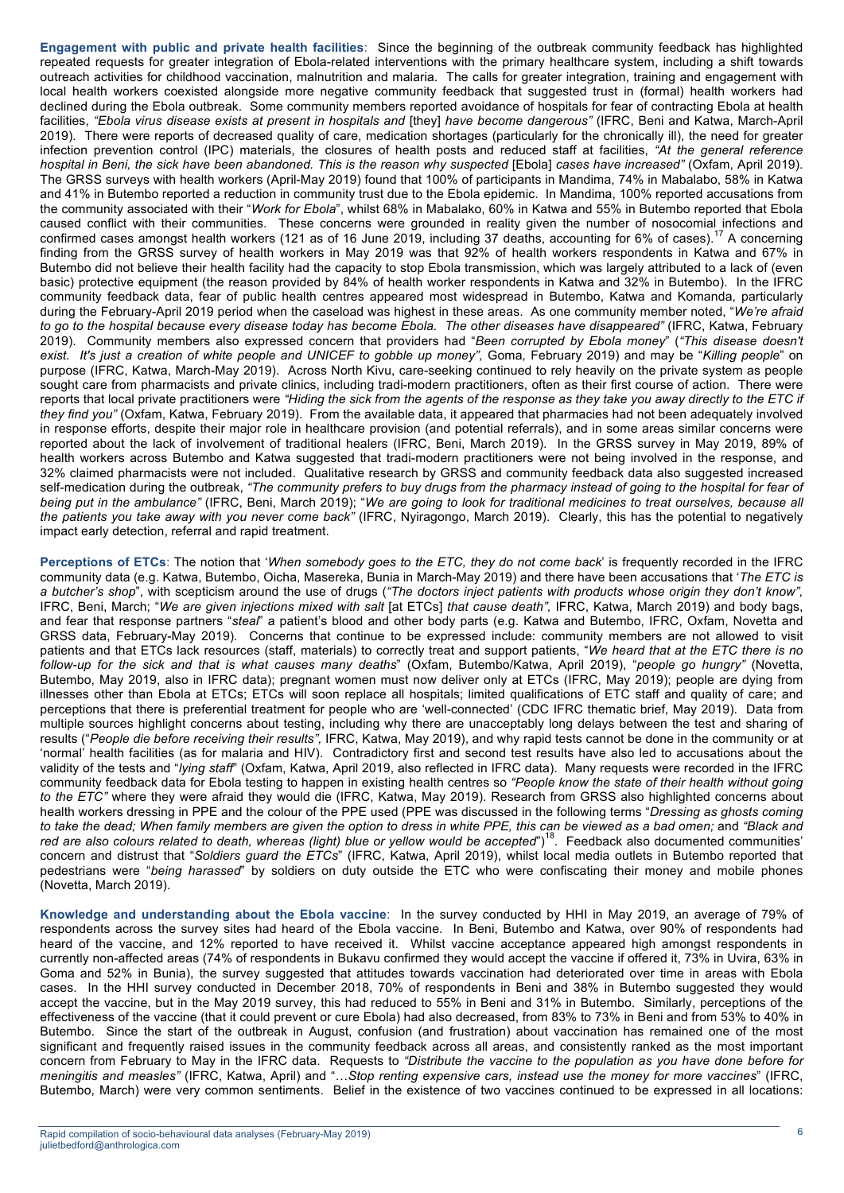**Engagement with public and private health facilities**: Since the beginning of the outbreak community feedback has highlighted repeated requests for greater integration of Ebola-related interventions with the primary healthcare system, including a shift towards outreach activities for childhood vaccination, malnutrition and malaria. The calls for greater integration, training and engagement with local health workers coexisted alongside more negative community feedback that suggested trust in (formal) health workers had declined during the Ebola outbreak. Some community members reported avoidance of hospitals for fear of contracting Ebola at health facilities, *"Ebola virus disease exists at present in hospitals and* [they] *have become dangerous"* (IFRC, Beni and Katwa, March-April 2019). There were reports of decreased quality of care, medication shortages (particularly for the chronically ill), the need for greater infection prevention control (IPC) materials, the closures of health posts and reduced staff at facilities, *"At the general reference hospital in Beni, the sick have been abandoned. This is the reason why suspected* [Ebola] *cases have increased"* (Oxfam, April 2019). The GRSS surveys with health workers (April-May 2019) found that 100% of participants in Mandima, 74% in Mabalabo, 58% in Katwa and 41% in Butembo reported a reduction in community trust due to the Ebola epidemic. In Mandima, 100% reported accusations from the community associated with their "*Work for Ebola*", whilst 68% in Mabalako, 60% in Katwa and 55% in Butembo reported that Ebola caused conflict with their communities. These concerns were grounded in reality given the number of nosocomial infections and confirmed cases amongst health workers (121 as of 16 June 2019, including 37 deaths, accounting for 6% of cases).[17] A concerning finding from the GRSS survey of health workers in May 2019 was that 92% of health workers respondents in Katwa and 67% in Butembo did not believe their health facility had the capacity to stop Ebola transmission, which was largely attributed to a lack of (even basic) protective equipment (the reason provided by 84% of health worker respondents in Katwa and 32% in Butembo). In the IFRC community feedback data, fear of public health centres appeared most widespread in Butembo, Katwa and Komanda, particularly during the February-April 2019 period when the caseload was highest in these areas. As one community member noted, "*We're afraid to go to the hospital because every disease today has become Ebola. The other diseases have disappeared"* (IFRC, Katwa, February 2019). Community members also expressed concern that providers had "*Been corrupted by Ebola money*" (*"This disease doesn't exist. It's just a creation of white people and UNICEF to gobble up money",* Goma*,* February 2019) and may be "*Killing people*" on purpose (IFRC, Katwa, March-May 2019). Across North Kivu, care-seeking continued to rely heavily on the private system as people sought care from pharmacists and private clinics, including tradi-modern practitioners, often as their first course of action. There were reports that local private practitioners were *"Hiding the sick from the agents of the response as they take you away directly to the ETC if they find you"* (Oxfam, Katwa, February 2019). From the available data, it appeared that pharmacies had not been adequately involved in response efforts, despite their major role in healthcare provision (and potential referrals), and in some areas similar concerns were reported about the lack of involvement of traditional healers (IFRC, Beni, March 2019). In the GRSS survey in May 2019, 89% of health workers across Butembo and Katwa suggested that tradi-modern practitioners were not being involved in the response, and 32% claimed pharmacists were not included. Qualitative research by GRSS and community feedback data also suggested increased self-medication during the outbreak, *"The community prefers to buy drugs from the pharmacy instead of going to the hospital for fear of being put in the ambulance"* (IFRC, Beni, March 2019); "*We are going to look for traditional medicines to treat ourselves, because all the patients you take away with you never come back"* (IFRC, Nyiragongo, March 2019). Clearly, this has the potential to negatively impact early detection, referral and rapid treatment.

**Perceptions of ETCs**: The notion that '*When somebody goes to the ETC, they do not come back*' is frequently recorded in the IFRC community data (e.g. Katwa, Butembo, Oicha, Masereka, Bunia in March-May 2019) and there have been accusations that '*The ETC is a butcher's shop*", with scepticism around the use of drugs (*"The doctors inject patients with products whose origin they don't know",* IFRC, Beni, March; "*We are given injections mixed with salt* [at ETCs] *that cause death",* IFRC, Katwa, March 2019) and body bags, and fear that response partners "*steal*" a patient's blood and other body parts (e.g. Katwa and Butembo, IFRC, Oxfam, Novetta and GRSS data, February-May 2019). Concerns that continue to be expressed include: community members are not allowed to visit patients and that ETCs lack resources (staff, materials) to correctly treat and support patients, "*We heard that at the ETC there is no follow-up for the sick and that is what causes many deaths*" (Oxfam, Butembo/Katwa, April 2019), "*people go hungry"* (Novetta, Butembo, May 2019, also in IFRC data); pregnant women must now deliver only at ETCs (IFRC, May 2019); people are dying from illnesses other than Ebola at ETCs; ETCs will soon replace all hospitals; limited qualifications of ETC staff and quality of care; and perceptions that there is preferential treatment for people who are 'well-connected' (CDC IFRC thematic brief, May 2019). Data from multiple sources highlight concerns about testing, including why there are unacceptably long delays between the test and sharing of results ("*People die before receiving their results",* IFRC, Katwa, May 2019), and why rapid tests cannot be done in the community or at 'normal' health facilities (as for malaria and HIV). Contradictory first and second test results have also led to accusations about the validity of the tests and "*lying staff*" (Oxfam, Katwa, April 2019, also reflected in IFRC data). Many requests were recorded in the IFRC community feedback data for Ebola testing to happen in existing health centres so *"People know the state of their health without going to the ETC"* where they were afraid they would die (IFRC, Katwa, May 2019). Research from GRSS also highlighted concerns about health workers dressing in PPE and the colour of the PPE used (PPE was discussed in the following terms "*Dressing as ghosts coming to take the dead; When family members are given the option to dress in white PPE, this can be viewed as a bad omen;* and *"Black and red are also colours related to death, whereas (light) blue or yellow would be accepted*")[18]. Feedback also documented communities' concern and distrust that "*Soldiers guard the ETCs*" (IFRC, Katwa, April 2019), whilst local media outlets in Butembo reported that pedestrians were "*being harassed*" by soldiers on duty outside the ETC who were confiscating their money and mobile phones (Novetta, March 2019).

**Knowledge and understanding about the Ebola vaccine**: In the survey conducted by HHI in May 2019, an average of 79% of respondents across the survey sites had heard of the Ebola vaccine. In Beni, Butembo and Katwa, over 90% of respondents had heard of the vaccine, and 12% reported to have received it. Whilst vaccine acceptance appeared high amongst respondents in currently non-affected areas (74% of respondents in Bukavu confirmed they would accept the vaccine if offered it, 73% in Uvira, 63% in Goma and 52% in Bunia), the survey suggested that attitudes towards vaccination had deteriorated over time in areas with Ebola cases. In the HHI survey conducted in December 2018, 70% of respondents in Beni and 38% in Butembo suggested they would accept the vaccine, but in the May 2019 survey, this had reduced to 55% in Beni and 31% in Butembo. Similarly, perceptions of the effectiveness of the vaccine (that it could prevent or cure Ebola) had also decreased, from 83% to 73% in Beni and from 53% to 40% in Butembo. Since the start of the outbreak in August, confusion (and frustration) about vaccination has remained one of the most significant and frequently raised issues in the community feedback across all areas, and consistently ranked as the most important concern from February to May in the IFRC data. Requests to *"Distribute the vaccine to the population as you have done before for meningitis and measles"* (IFRC, Katwa, April) and "…*Stop renting expensive cars, instead use the money for more vaccines*" (IFRC, Butembo, March) were very common sentiments. Belief in the existence of two vaccines continued to be expressed in all locations: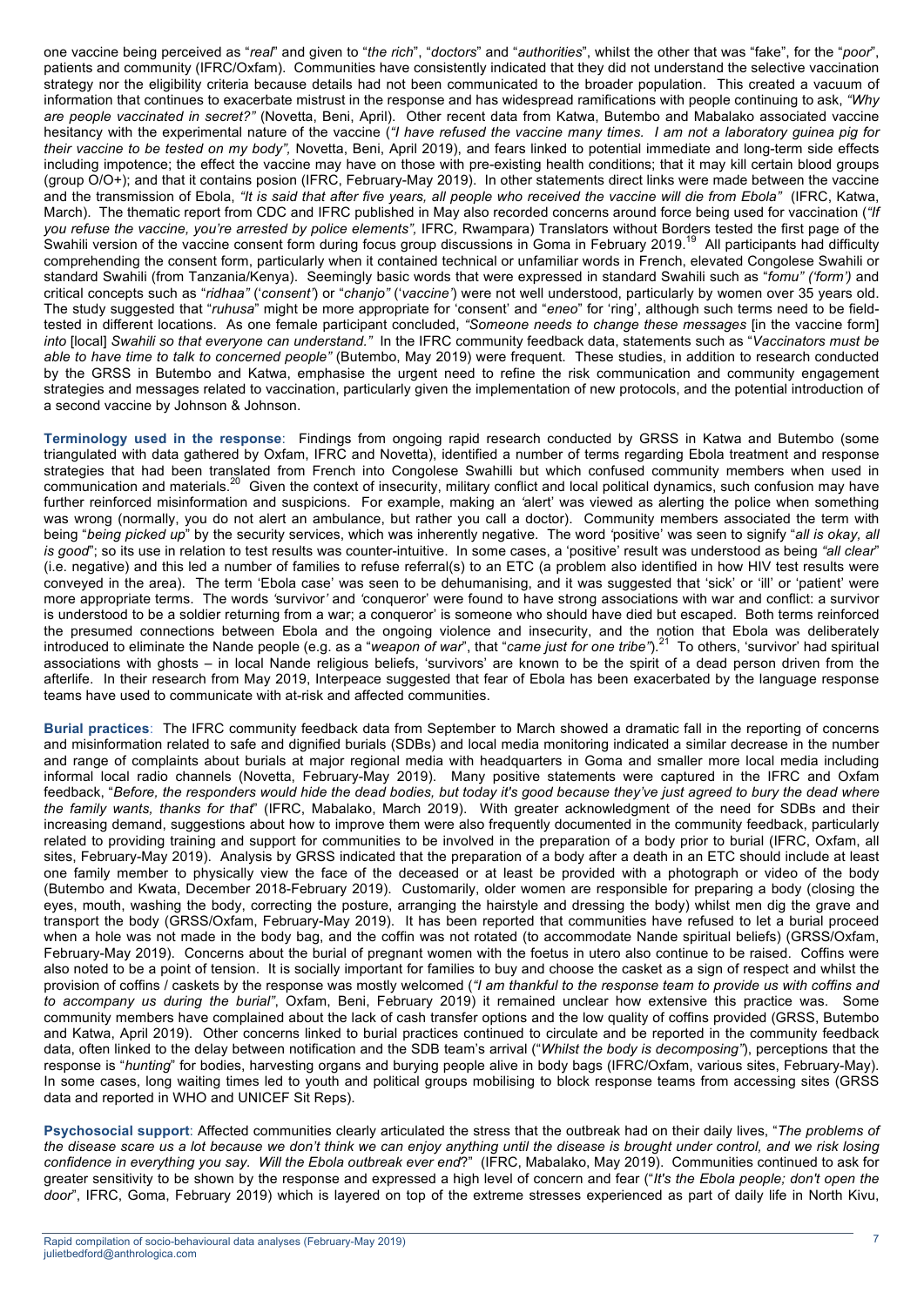one vaccine being perceived as "*real*" and given to "*the rich*", "*doctors*" and "*authorities*", whilst the other that was "fake", for the "*poor*", patients and community (IFRC/Oxfam). Communities have consistently indicated that they did not understand the selective vaccination strategy nor the eligibility criteria because details had not been communicated to the broader population. This created a vacuum of information that continues to exacerbate mistrust in the response and has widespread ramifications with people continuing to ask, *"Why are people vaccinated in secret?"* (Novetta, Beni, April). Other recent data from Katwa, Butembo and Mabalako associated vaccine hesitancy with the experimental nature of the vaccine (*"I have refused the vaccine many times. I am not a laboratory guinea pig for their vaccine to be tested on my body",* Novetta, Beni, April 2019), and fears linked to potential immediate and long-term side effects including impotence; the effect the vaccine may have on those with pre-existing health conditions; that it may kill certain blood groups (group O/O+); and that it contains posion (IFRC, February-May 2019). In other statements direct links were made between the vaccine and the transmission of Ebola, *"It is said that after five years, all people who received the vaccine will die from Ebola"* (IFRC, Katwa, March). The thematic report from CDC and IFRC published in May also recorded concerns around force being used for vaccination (*"If you refuse the vaccine, you're arrested by police elements",* IFRC*,* Rwampara) Translators without Borders tested the first page of the Swahili version of the vaccine consent form during focus group discussions in Goma in February 2019.[19] All participants had difficulty comprehending the consent form, particularly when it contained technical or unfamiliar words in French, elevated Congolese Swahili or standard Swahili (from Tanzania/Kenya). Seemingly basic words that were expressed in standard Swahili such as "*fomu" ('form')* and critical concepts such as "*ridhaa"* ('*consent'*) or "*chanjo"* ('*vaccine'*) were not well understood, particularly by women over 35 years old. The study suggested that "*ruhusa*" might be more appropriate for 'consent' and "*eneo*" for 'ring', although such terms need to be field-tested in different locations. As one female participant concluded, *"Someone needs to change these messages* [in the vaccine form] *into* [local] *Swahili so that everyone can understand."* In the IFRC community feedback data, statements such as "*Vaccinators must be able to have time to talk to concerned people"* (Butembo, May 2019) were frequent. These studies, in addition to research conducted by the GRSS in Butembo and Katwa, emphasise the urgent need to refine the risk communication and community engagement strategies and messages related to vaccination, particularly given the implementation of new protocols, and the potential introduction of a second vaccine by Johnson & Johnson.

**Terminology used in the response**: Findings from ongoing rapid research conducted by GRSS in Katwa and Butembo (some triangulated with data gathered by Oxfam, IFRC and Novetta), identified a number of terms regarding Ebola treatment and response strategies that had been translated from French into Congolese Swahili but which confused community members when used in communication and materials.[20] Given the context of insecurity, military conflict and local political dynamics, such confusion may have further reinforced misinformation and suspicions. For example, making an *'*alert' was viewed as alerting the police when something was wrong (normally, you do not alert an ambulance, but rather you call a doctor). Community members associated the term with being "*being picked up*" by the security services, which was inherently negative. The word *'*positive' was seen to signify "*all is okay, all is good*"; so its use in relation to test results was counter-intuitive. In some cases, a 'positive' result was understood as being *"all clear*" (i.e. negative) and this led a number of families to refuse referral(s) to an ETC (a problem also identified in how HIV test results were conveyed in the area). The term 'Ebola case' was seen to be dehumanising, and it was suggested that 'sick' or 'ill' or 'patient' were more appropriate terms. The words *'*survivor*'* and *'*conqueror' were found to have strong associations with war and conflict: a survivor is understood to be a soldier returning from a war; a conqueror' is someone who should have died but escaped. Both terms reinforced the presumed connections between Ebola and the ongoing violence and insecurity, and the notion that Ebola was deliberately introduced to eliminate the Nande people (e.g. as a "*weapon of war*", that "*came just for one tribe"*).[21] To others, 'survivor' had spiritual associations with ghosts – in local Nande religious beliefs, 'survivors' are known to be the spirit of a dead person driven from the afterlife. In their research from May 2019, Interpeace suggested that fear of Ebola has been exacerbated by the language response teams have used to communicate with at-risk and affected communities.

**Burial practices**: The IFRC community feedback data from September to March showed a dramatic fall in the reporting of concerns and misinformation related to safe and dignified burials (SDBs) and local media monitoring indicated a similar decrease in the number and range of complaints about burials at major regional media with headquarters in Goma and smaller more local media including informal local radio channels (Novetta, February-May 2019). Many positive statements were captured in the IFRC and Oxfam feedback, "*Before, the responders would hide the dead bodies, but today it's good because they've just agreed to bury the dead where the family wants, thanks for that*" (IFRC, Mabalako, March 2019). With greater acknowledgment of the need for SDBs and their increasing demand, suggestions about how to improve them were also frequently documented in the community feedback, particularly related to providing training and support for communities to be involved in the preparation of a body prior to burial (IFRC, Oxfam, all sites, February-May 2019). Analysis by GRSS indicated that the preparation of a body after a death in an ETC should include at least one family member to physically view the face of the deceased or at least be provided with a photograph or video of the body (Butembo and Kwata, December 2018-February 2019). Customarily, older women are responsible for preparing a body (closing the eyes, mouth, washing the body, correcting the posture, arranging the hairstyle and dressing the body) whilst men dig the grave and transport the body (GRSS/Oxfam, February-May 2019). It has been reported that communities have refused to let a burial proceed when a hole was not made in the body bag, and the coffin was not rotated (to accommodate Nande spiritual beliefs) (GRSS/Oxfam, February-May 2019). Concerns about the burial of pregnant women with the foetus in utero also continue to be raised. Coffins were also noted to be a point of tension. It is socially important for families to buy and choose the casket as a sign of respect and whilst the provision of coffins / caskets by the response was mostly welcomed (*"I am thankful to the response team to provide us with coffins and to accompany us during the burial"*, Oxfam, Beni, February 2019) it remained unclear how extensive this practice was. Some community members have complained about the lack of cash transfer options and the low quality of coffins provided (GRSS, Butembo and Katwa, April 2019). Other concerns linked to burial practices continued to circulate and be reported in the community feedback data, often linked to the delay between notification and the SDB team's arrival ("*Whilst the body is decomposing"*), perceptions that the response is "*hunting*" for bodies, harvesting organs and burying people alive in body bags (IFRC/Oxfam, various sites, February-May). In some cases, long waiting times led to youth and political groups mobilising to block response teams from accessing sites (GRSS data and reported in WHO and UNICEF Sit Reps).

**Psychosocial support**: Affected communities clearly articulated the stress that the outbreak had on their daily lives, "*The problems of the disease scare us a lot because we don't think we can enjoy anything until the disease is brought under control, and we risk losing confidence in everything you say. Will the Ebola outbreak ever end*?" (IFRC, Mabalako, May 2019). Communities continued to ask for greater sensitivity to be shown by the response and expressed a high level of concern and fear ("*It's the Ebola people; don't open the door*", IFRC, Goma, February 2019) which is layered on top of the extreme stresses experienced as part of daily life in North Kivu,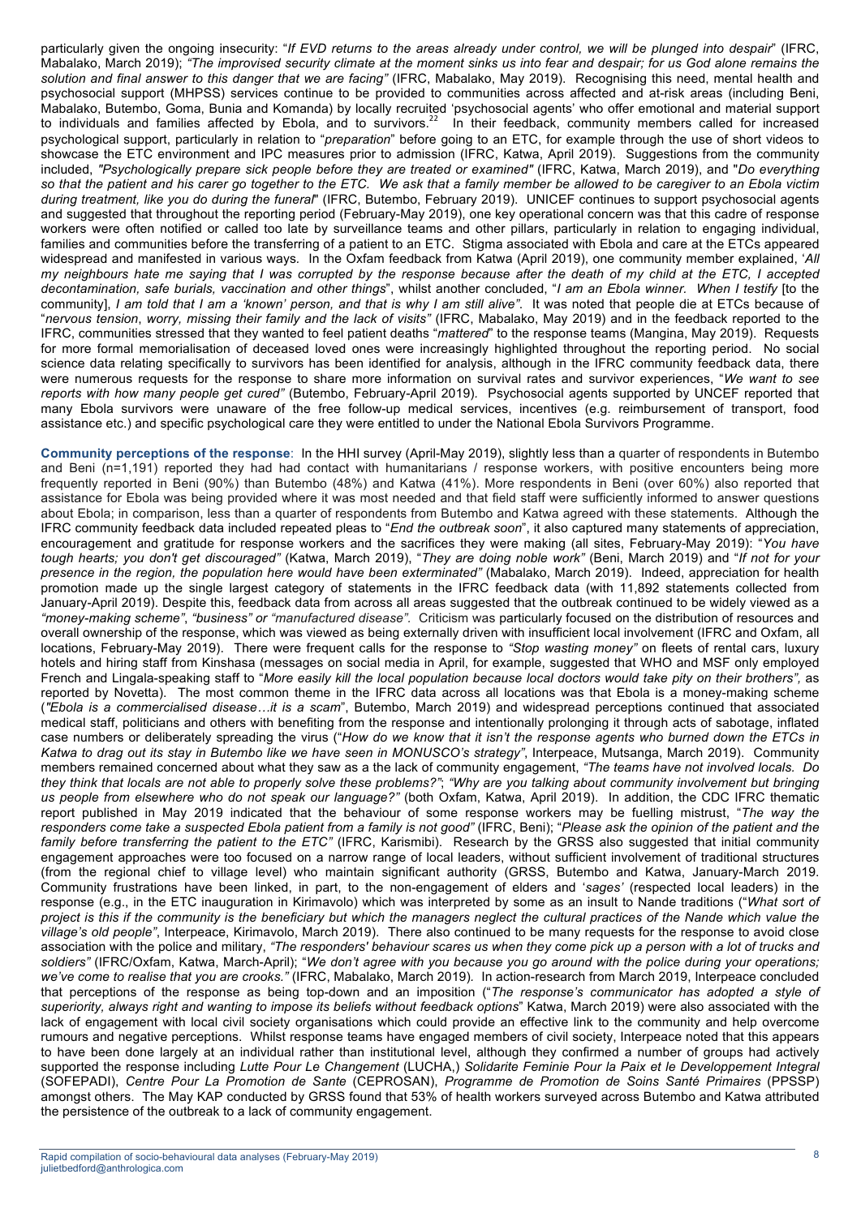particularly given the ongoing insecurity: "*If EVD returns to the areas already under control, we will be plunged into despair*" (IFRC, Mabalako, March 2019); *"The improvised security climate at the moment sinks us into fear and despair; for us God alone remains the solution and final answer to this danger that we are facing"* (IFRC, Mabalako, May 2019). Recognising this need, mental health and psychosocial support (MHPSS) services continue to be provided to communities across affected and at-risk areas (including Beni, Mabalako, Butembo, Goma, Bunia and Komanda) by locally recruited 'psychosocial agents' who offer emotional and material support to individuals and families affected by Ebola, and to survivors.[22] In their feedback, community members called for increased psychological support, particularly in relation to "*preparation*" before going to an ETC, for example through the use of short videos to showcase the ETC environment and IPC measures prior to admission (IFRC, Katwa, April 2019). Suggestions from the community included, *"Psychologically prepare sick people before they are treated or examined"* (IFRC, Katwa, March 2019), and "*Do everything so that the patient and his carer go together to the ETC. We ask that a family member be allowed to be caregiver to an Ebola victim during treatment, like you do during the funeral*" (IFRC, Butembo, February 2019). UNICEF continues to support psychosocial agents and suggested that throughout the reporting period (February-May 2019), one key operational concern was that this cadre of response workers were often notified or called too late by surveillance teams and other pillars, particularly in relation to engaging individual, families and communities before the transferring of a patient to an ETC. Stigma associated with Ebola and care at the ETCs appeared widespread and manifested in various ways. In the Oxfam feedback from Katwa (April 2019), one community member explained, '*All my neighbours hate me saying that I was corrupted by the response because after the death of my child at the ETC, I accepted decontamination, safe burials, vaccination and other things*", whilst another concluded, "*I am an Ebola winner. When I testify* [to the community], *I am told that I am a 'known' person, and that is why I am still alive"*. It was noted that people die at ETCs because of "*nervous tension*, *worry, missing their family and the lack of visits"* (IFRC, Mabalako, May 2019) and in the feedback reported to the IFRC, communities stressed that they wanted to feel patient deaths "*mattered*" to the response teams (Mangina, May 2019). Requests for more formal memorialisation of deceased loved ones were increasingly highlighted throughout the reporting period. No social science data relating specifically to survivors has been identified for analysis, although in the IFRC community feedback data, there were numerous requests for the response to share more information on survival rates and survivor experiences, "*We want to see reports with how many people get cured"* (Butembo, February-April 2019). Psychosocial agents supported by UNCEF reported that many Ebola survivors were unaware of the free follow-up medical services, incentives (e.g. reimbursement of transport, food assistance etc.) and specific psychological care they were entitled to under the National Ebola Survivors Programme.

**Community perceptions of the response**: In the HHI survey (April-May 2019), slightly less than a quarter of respondents in Butembo and Beni (n=1,191) reported they had had contact with humanitarians / response workers, with positive encounters being more frequently reported in Beni (90%) than Butembo (48%) and Katwa (41%). More respondents in Beni (over 60%) also reported that assistance for Ebola was being provided where it was most needed and that field staff were sufficiently informed to answer questions about Ebola; in comparison, less than a quarter of respondents from Butembo and Katwa agreed with these statements. Although the IFRC community feedback data included repeated pleas to "*End the outbreak soon*", it also captured many statements of appreciation, encouragement and gratitude for response workers and the sacrifices they were making (all sites, February-May 2019): "*You have tough hearts; you don't get discouraged"* (Katwa, March 2019), "*They are doing noble work"* (Beni, March 2019) and "*If not for your presence in the region, the population here would have been exterminated"* (Mabalako, March 2019). Indeed, appreciation for health promotion made up the single largest category of statements in the IFRC feedback data (with 11,892 statements collected from January-April 2019). Despite this, feedback data from across all areas suggested that the outbreak continued to be widely viewed as a *"money-making scheme"*, *"business" or "manufactured disease"*. Criticism was particularly focused on the distribution of resources and overall ownership of the response, which was viewed as being externally driven with insufficient local involvement (IFRC and Oxfam, all locations, February-May 2019). There were frequent calls for the response to *"Stop wasting money"* on fleets of rental cars, luxury hotels and hiring staff from Kinshasa (messages on social media in April, for example, suggested that WHO and MSF only employed French and Lingala-speaking staff to "*More easily kill the local population because local doctors would take pity on their brothers"*, as reported by Novetta). The most common theme in the IFRC data across all locations was that Ebola is a money-making scheme (*"Ebola is a commercialised disease…it is a scam*", Butembo, March 2019) and widespread perceptions continued that associated medical staff, politicians and others with benefiting from the response and intentionally prolonging it through acts of sabotage, inflated case numbers or deliberately spreading the virus ("*How do we know that it isn't the response agents who burned down the ETCs in Katwa to drag out its stay in Butembo like we have seen in MONUSCO's strategy"*, Interpeace, Mutsanga, March 2019). Community members remained concerned about what they saw as the lack of community engagement, *"The teams have not involved locals. Do they think that locals are not able to properly solve these problems?"*; *"Why are you talking about community involvement but bringing us people from elsewhere who do not speak our language?"* (both Oxfam, Katwa, April 2019). In addition, the CDC IFRC thematic report published in May 2019 indicated that the behaviour of some response workers may be fuelling mistrust, "*The way the responders come take a suspected Ebola patient from a family is not good"* (IFRC, Beni); "*Please ask the opinion of the patient and the family before transferring the patient to the ETC"* (IFRC, Karismibi). Research by the GRSS also suggested that initial community engagement approaches were too focused on a narrow range of local leaders, without sufficient involvement of traditional structures (from the regional chief to village level) who maintain significant authority (GRSS, Butembo and Katwa, January-March 2019. Community frustrations have been linked, in part, to the non-engagement of elders and '*sages'* (respected local leaders) in the response (e.g., in the ETC inauguration in Kirimavolo) which was interpreted by some as an insult to Nande traditions ("*What sort of project is this if the community is the beneficiary but which the managers neglect the cultural practices of the Nande which value the village's old people"*, Interpeace, Kirimavolo, March 2019). There also continued to be many requests for the response to avoid close association with the police and military, *"The responders' behaviour scares us when they come pick up a person with a lot of trucks and soldiers"* (IFRC/Oxfam, Katwa, March-April); "*We don't agree with you because you go around with the police during your operations; we've come to realise that you are crooks."* (IFRC, Mabalako, March 2019)*.* In action-research from March 2019, Interpeace concluded that perceptions of the response as being top-down and an imposition ("*The response's communicator has adopted a style of superiority, always right and wanting to impose its beliefs without feedback options*" Katwa, March 2019) were also associated with the lack of engagement with local civil society organisations which could provide an effective link to the community and help overcome rumours and negative perceptions. Whilst response teams have engaged members of civil society, Interpeace noted that this appears to have been done largely at an individual rather than institutional level, although they confirmed a number of groups had actively supported the response including *Lutte Pour Le Changement* (LUCHA,) *Solidarite Feminie Pour la Paix et le Developpement Integral* (SOFEPADI), *Centre Pour La Promotion de Sante* (CEPROSAN), *Programme de Promotion de Soins Santé Primaires* (PPSSP) amongst others. The May KAP conducted by GRSS found that 53% of health workers surveyed across Butembo and Katwa attributed the persistence of the outbreak to a lack of community engagement.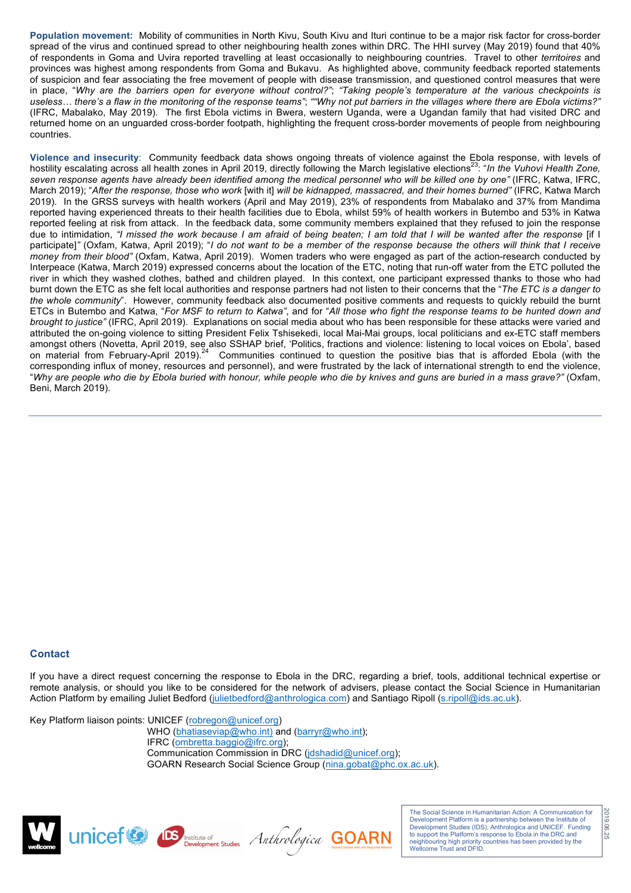**Population movement:** Mobility of communities in North Kivu, South Kivu and Ituri continue to be a major risk factor for cross-border spread of the virus and continued spread to other neighbouring health zones within DRC. The HHI survey (May 2019) found that 40% of respondents in Goma and Uvira reported travelling at least occasionally to neighbouring countries. Travel to other *territoires* and provinces was highest among respondents from Goma and Bukavu. As highlighted above, community feedback reported statements of suspicion and fear associating the free movement of people with disease transmission, and questioned control measures that were in place, "*Why are the barriers open for everyone without control?*"; *"Taking people's temperature at the various checkpoints is useless… there's a flaw in the monitoring of the response teams"*; *""Why not put barriers in the villages where there are Ebola victims?"* (IFRC, Mabalako, May 2019). The first Ebola victims in Bwera, western Uganda, were a Ugandan family that had visited DRC and returned home on an unguarded cross-border footpath, highlighting the frequent cross-border movements of people from neighbouring countries.

**Violence and insecurity**: Community feedback data shows ongoing threats of violence against the Ebola response, with levels of hostility escalating across all health zones in April 2019, directly following the March legislative elections[23]: "*In the Vuhovi Health Zone, seven response agents have already been identified among the medical personnel who will be killed one by one"* (IFRC, Katwa, IFRC, March 2019); "*After the response, those who work* [with it] *will be kidnapped, massacred, and their homes burned"* (IFRC, Katwa March 2019). In the GRSS surveys with health workers (April and May 2019), 23% of respondents from Mabalako and 37% from Mandima reported having experienced threats to their health facilities due to Ebola, whilst 59% of health workers in Butembo and 53% in Katwa reported feeling at risk from attack. In the feedback data, some community members explained that they refused to join the response due to intimidation, *"I missed the work because I am afraid of being beaten; I am told that I will be wanted after the response* [if I participate]*"* (Oxfam, Katwa, April 2019); "*I do not want to be a member of the response because the others will think that I receive money from their blood"* (Oxfam, Katwa, April 2019). Women traders who were engaged as part of the action-research conducted by Interpeace (Katwa, March 2019) expressed concerns about the location of the ETC, noting that run-off water from the ETC polluted the river in which they washed clothes, bathed and children played. In this context, one participant expressed thanks to those who had burnt down the ETC as she felt local authorities and response partners had not listen to their concerns that the "*The ETC is a danger to the whole community*". However, community feedback also documented positive comments and requests to quickly rebuild the burnt ETCs in Butembo and Katwa, "*For MSF to return to Katwa"*, and for "*All those who fight the response teams to be hunted down and brought to justice"* (IFRC, April 2019). Explanations on social media about who has been responsible for these attacks were varied and attributed the on-going violence to sitting President Felix Tshisekedi, local Mai-Mai groups, local politicians and ex-ETC staff members amongst others (Novetta, April 2019, see also SSHAP brief, 'Politics, fractions and violence: listening to local voices on Ebola', based on material from February-April 2019).[24] Communities continued to question the positive bias that is afforded Ebola (with the corresponding influx of money, resources and personnel), and were frustrated by the lack of international strength to end the violence, "*Why are people who die by Ebola buried with honour, while people who die by knives and guns are buried in a mass grave?"* (Oxfam, Beni, March 2019).

---

## Contact

If you have a direct request concerning the response to Ebola in the DRC, regarding a brief, tools, additional technical expertise or remote analysis, or should you like to be considered for the network of advisers, please contact the Social Science in Humanitarian Action Platform by emailing Juliet Bedford (julietbedford@anthrologica.com) and Santiago Ripoll (s.ripoll@ids.ac.uk).

Key Platform liaison points: UNICEF (robregon@unicef.org)
WHO (bhatiaseviap@who.int) and (barryr@who.int);
IFRC (ombretta.baggio@ifrc.org);
Communication Commission in DRC (jdshadid@unicef.org);
GOARN Research Social Science Group (nina.gobat@phc.ox.ac.uk).

The Social Science in Humanitarian Action: A Communication for Development Platform is a partnership between the Institute of Development Studies (IDS), Anthrologica and UNICEF. Funding to support the Platform's response to Ebola in the DRC and neighbouring high priority countries has been provided by the Wellcome Trust and DFID.

2019.06.25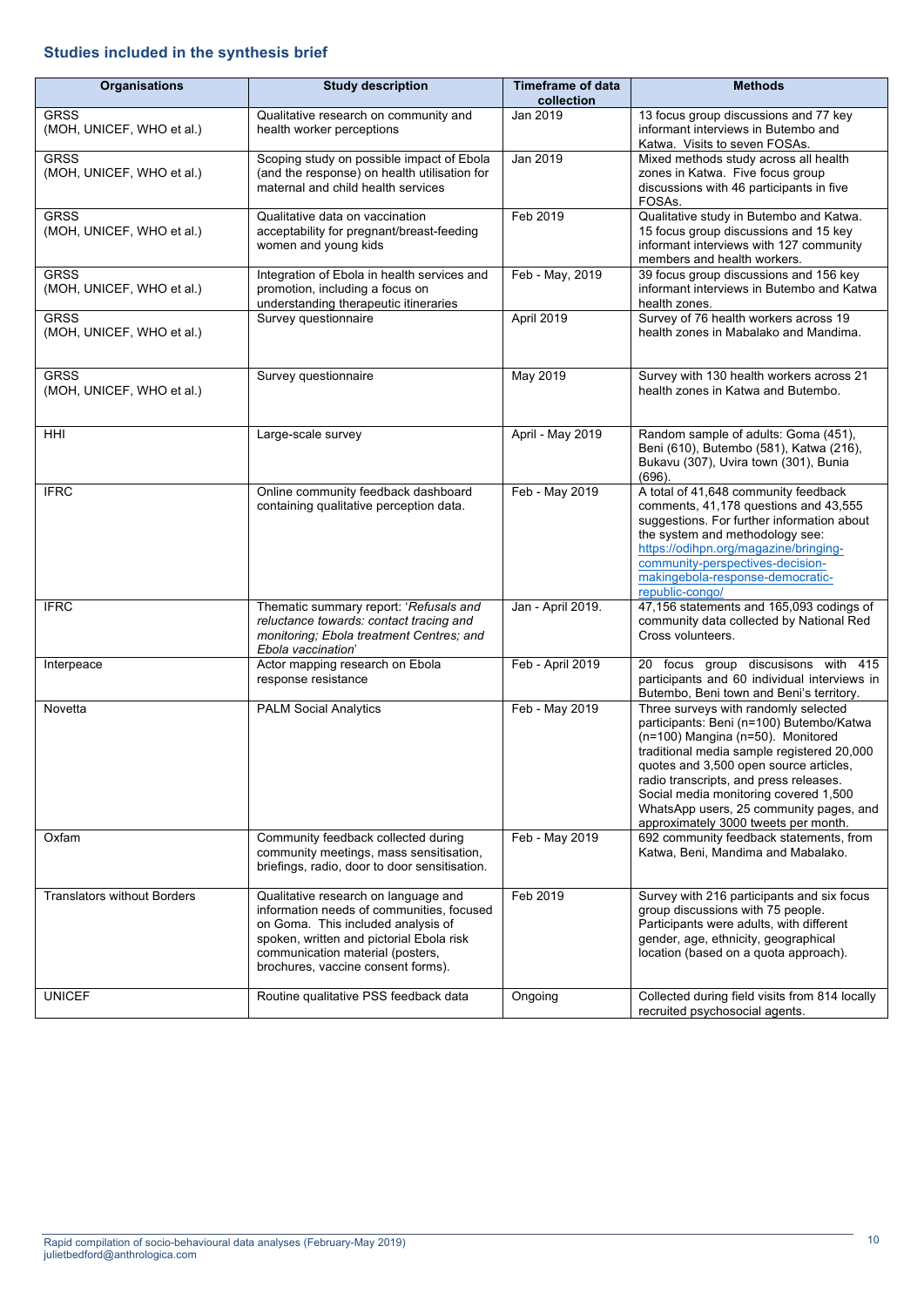## Studies included in the synthesis brief

| Organisations | Study description | Timeframe of data collection | Methods |
|---|---|---|---|
| GRSS (MOH, UNICEF, WHO et al.) | Qualitative research on community and health worker perceptions | Jan 2019 | 13 focus group discussions and 77 key informant interviews in Butembo and Katwa. Visits to seven FOSAs. |
| GRSS (MOH, UNICEF, WHO et al.) | Scoping study on possible impact of Ebola (and the response) on health utilisation for maternal and child health services | Jan 2019 | Mixed methods study across all health zones in Katwa. Five focus group discussions with 46 participants in five FOSAs. |
| GRSS (MOH, UNICEF, WHO et al.) | Qualitative data on vaccination acceptability for pregnant/breast-feeding women and young kids | Feb 2019 | Qualitative study in Butembo and Katwa. 15 focus group discussions and 15 key informant interviews with 127 community members and health workers. |
| GRSS (MOH, UNICEF, WHO et al.) | Integration of Ebola in health services and promotion, including a focus on understanding therapeutic itineraries | Feb - May, 2019 | 39 focus group discussions and 156 key informant interviews in Butembo and Katwa health zones. |
| GRSS (MOH, UNICEF, WHO et al.) | Survey questionnaire | April 2019 | Survey of 76 health workers across 19 health zones in Mabalako and Mandima. |
| GRSS (MOH, UNICEF, WHO et al.) | Survey questionnaire | May 2019 | Survey with 130 health workers across 21 health zones in Katwa and Butembo. |
| HHI | Large-scale survey | April - May 2019 | Random sample of adults: Goma (451), Beni (610), Butembo (581), Katwa (216), Bukavu (307), Uvira town (301), Bunia (696). |
| IFRC | Online community feedback dashboard containing qualitative perception data. | Feb - May 2019 | A total of 41,648 community feedback comments, 41,178 questions and 43,555 suggestions. For further information about the system and methodology see: https://odihpn.org/magazine/bringing-community-perspectives-decision-makingebola-response-democratic-republic-congo/ |
| IFRC | Thematic summary report: '*Refusals and reluctance towards: contact tracing and monitoring; Ebola treatment Centres; and Ebola vaccination*' | Jan - April 2019. | 47,156 statements and 165,093 codings of community data collected by National Red Cross volunteers. |
| Interpeace | Actor mapping research on Ebola response resistance | Feb - April 2019 | 20 focus group discussions with 415 participants and 60 individual interviews in Butembo, Beni town and Beni's territory. |
| Novetta | PALM Social Analytics | Feb - May 2019 | Three surveys with randomly selected participants: Beni (n=100) Butembo/Katwa (n=100) Mangina (n=50). Monitored traditional media sample registered 20,000 quotes and 3,500 open source articles, radio transcripts, and press releases. Social media monitoring covered 1,500 WhatsApp users, 25 community pages, and approximately 3000 tweets per month. |
| Oxfam | Community feedback collected during community meetings, mass sensitisation, briefings, radio, door to door sensitisation. | Feb - May 2019 | 692 community feedback statements, from Katwa, Beni, Mandima and Mabalako. |
| Translators without Borders | Qualitative research on language and information needs of communities, focused on Goma. This included analysis of spoken, written and pictorial Ebola risk communication material (posters, brochures, vaccine consent forms). | Feb 2019 | Survey with 216 participants and six focus group discussions with 75 people. Participants were adults, with different gender, age, ethnicity, geographical location (based on a quota approach). |
| UNICEF | Routine qualitative PSS feedback data | Ongoing | Collected during field visits from 814 locally recruited psychosocial agents. |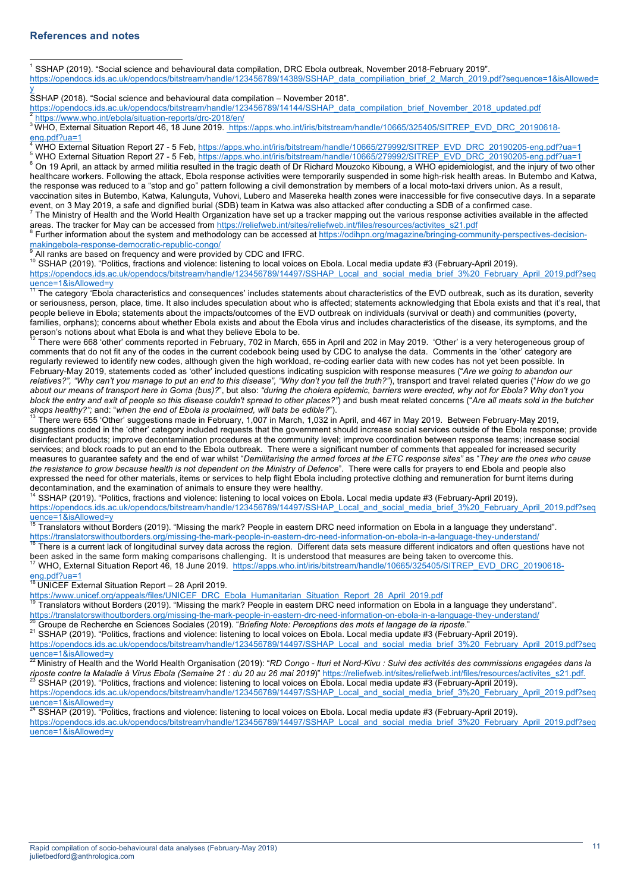## References and notes

[1] SSHAP (2019). "Social science and behavioural data compilation, DRC Ebola outbreak, November 2018-February 2019". https://opendocs.ids.ac.uk/opendocs/bitstream/handle/123456789/14389/SSHAP_data_compiliation_brief_2_March_2019.pdf?sequence=1&isAllowed=y

SSHAP (2018). "Social science and behavioural data compilation – November 2018". https://opendocs.ids.ac.uk/opendocs/bitstream/handle/123456789/14144/SSHAP_data_compilation_brief_November_2018_updated.pdf

[2] https://www.who.int/ebola/situation-reports/drc-2018/en/

[3] WHO, External Situation Report 46, 18 June 2019. https://apps.who.int/iris/bitstream/handle/10665/325405/SITREP_EVD_DRC_20190618-eng.pdf?ua=1

[4] WHO External Situation Report 27 - 5 Feb, https://apps.who.int/iris/bitstream/handle/10665/279992/SITREP_EVD_DRC_20190205-eng.pdf?ua=1

[5] WHO External Situation Report 27 - 5 Feb, https://apps.who.int/iris/bitstream/handle/10665/279992/SITREP_EVD_DRC_20190205-eng.pdf?ua=1

[6] On 19 April, an attack by armed militia resulted in the tragic death of Dr Richard Mouzoko Kiboung, a WHO epidemiologist, and the injury of two other healthcare workers. Following the attack, Ebola response activities were temporarily suspended in some high-risk health areas. In Butembo and Katwa, the response was reduced to a "stop and go" pattern following a civil demonstration by members of a local moto-taxi drivers union. As a result, vaccination sites in Butembo, Katwa, Kalunguta, Vuhovi, Lubero and Masereka health zones were inaccessible for five consecutive days. In a separate event, on 3 May 2019, a safe and dignified burial (SDB) team in Katwa was also attacked after conducting a SDB of a confirmed case.

[7] The Ministry of Health and the World Health Organization have set up a tracker mapping out the various response activities available in the affected areas. The tracker for May can be accessed from https://reliefweb.int/sites/reliefweb.int/files/resources/activites_s21.pdf

[8] Further information about the system and methodology can be accessed at https://odihpn.org/magazine/bringing-community-perspectives-decision-makingebola-response-democratic-republic-congo/

[9] All ranks are based on frequency and were provided by CDC and IFRC.

[10] SSHAP (2019). "Politics, fractions and violence: listening to local voices on Ebola. Local media update #3 (February-April 2019). https://opendocs.ids.ac.uk/opendocs/bitstream/handle/123456789/14497/SSHAP_Local_and_social_media_brief_3%20_February_April_2019.pdf?sequence=1&isAllowed=y

[11] The category 'Ebola characteristics and consequences' includes statements about characteristics of the EVD outbreak, such as its duration, severity or seriousness, person, place, time. It also includes speculation about who is affected; statements acknowledging that Ebola exists and that it's real, that people believe in Ebola; statements about the impacts/outcomes of the EVD outbreak on individuals (survival or death) and communities (poverty, families, orphans); concerns about whether Ebola exists and about the Ebola virus and includes characteristics of the disease, its symptoms, and the person's notions about what Ebola is and what they believe Ebola to be.

[12] There were 668 'other' comments reported in February, 702 in March, 655 in April and 202 in May 2019. 'Other' is a very heterogeneous group of comments that do not fit any of the codes in the current codebook being used by CDC to analyse the data. Comments in the 'other' category are regularly reviewed to identify new codes, although given the high workload, re-coding earlier data with new codes has not yet been possible. In February-May 2019, statements coded as 'other' included questions indicating suspicion with response measures ("*Are we going to abandon our relatives?", "Why can't you manage to put an end to this disease", "Why don't you tell the truth?"*), transport and travel related queries ("*How do we go about our means of transport here in Goma (bus)?*", but also: *"during the cholera epidemic, barriers were erected, why not for Ebola? Why don't you block the entry and exit of people so this disease couldn't spread to other places?"*) and bush meat related concerns ("*Are all meats sold in the butcher shops healthy?";* and: "*when the end of Ebola is proclaimed, will bats be edible?*").

[13] There were 655 'Other' suggestions made in February, 1,007 in March, 1,032 in April, and 467 in May 2019. Between February-May 2019, suggestions coded in the 'other' category included requests that the government should increase social services outside of the Ebola response; provide disinfectant products; improve decontamination procedures at the community level; improve coordination between response teams; increase social services; and block roads to put an end to the Ebola outbreak. There were a significant number of comments that appealed for increased security measures to guarantee safety and the end of war whilst "*Demilitarising the armed forces at the ETC response sites"* as "*They are the ones who cause the resistance to grow because health is not dependent on the Ministry of Defence*". There were calls for prayers to end Ebola and people also expressed the need for other materials, items or services to help flight Ebola including protective clothing and remuneration for burnt items during decontamination, and the examination of animals to ensure they were healthy.

[14] SSHAP (2019). "Politics, fractions and violence: listening to local voices on Ebola. Local media update #3 (February-April 2019). https://opendocs.ids.ac.uk/opendocs/bitstream/handle/123456789/14497/SSHAP_Local_and_social_media_brief_3%20_February_April_2019.pdf?sequence=1&isAllowed=y

[15] Translators without Borders (2019). "Missing the mark? People in eastern DRC need information on Ebola in a language they understand". https://translatorswithoutborders.org/missing-the-mark-people-in-eastern-drc-need-information-on-ebola-in-a-language-they-understand/

[16] There is a current lack of longitudinal survey data across the region. Different data sets measure different indicators and often questions have not been asked in the same form making comparisons challenging. It is understood that measures are being taken to overcome this.

[17] WHO, External Situation Report 46, 18 June 2019. https://apps.who.int/iris/bitstream/handle/10665/325405/SITREP_EVD_DRC_20190618-eng.pdf?ua=1

[18] UNICEF External Situation Report – 28 April 2019. https://www.unicef.org/appeals/files/UNICEF_DRC_Ebola_Humanitarian_Situation_Report_28_April_2019.pdf

[19] Translators without Borders (2019). "Missing the mark? People in eastern DRC need information on Ebola in a language they understand". https://translatorswithoutborders.org/missing-the-mark-people-in-eastern-drc-need-information-on-ebola-in-a-language-they-understand/

[20] Groupe de Recherche en Sciences Sociales (2019). "*Briefing Note: Perceptions des mots et langage de la riposte*."

[21] SSHAP (2019). "Politics, fractions and violence: listening to local voices on Ebola. Local media update #3 (February-April 2019). https://opendocs.ids.ac.uk/opendocs/bitstream/handle/123456789/14497/SSHAP_Local_and_social_media_brief_3%20_February_April_2019.pdf?sequence=1&isAllowed=y

[22] Ministry of Health and the World Health Organisation (2019): "*RD Congo - Ituri et Nord-Kivu : Suivi des activités des commissions engagées dans la riposte contre la Maladie à Virus Ebola (Semaine 21 : du 20 au 26 mai 2019)*" https://reliefweb.int/sites/reliefweb.int/files/resources/activites_s21.pdf.

[23] SSHAP (2019). "Politics, fractions and violence: listening to local voices on Ebola. Local media update #3 (February-April 2019). https://opendocs.ids.ac.uk/opendocs/bitstream/handle/123456789/14497/SSHAP_Local_and_social_media_brief_3%20_February_April_2019.pdf?sequence=1&isAllowed=y

[24] SSHAP (2019). "Politics, fractions and violence: listening to local voices on Ebola. Local media update #3 (February-April 2019). https://opendocs.ids.ac.uk/opendocs/bitstream/handle/123456789/14497/SSHAP_Local_and_social_media_brief_3%20_February_April_2019.pdf?sequence=1&isAllowed=y